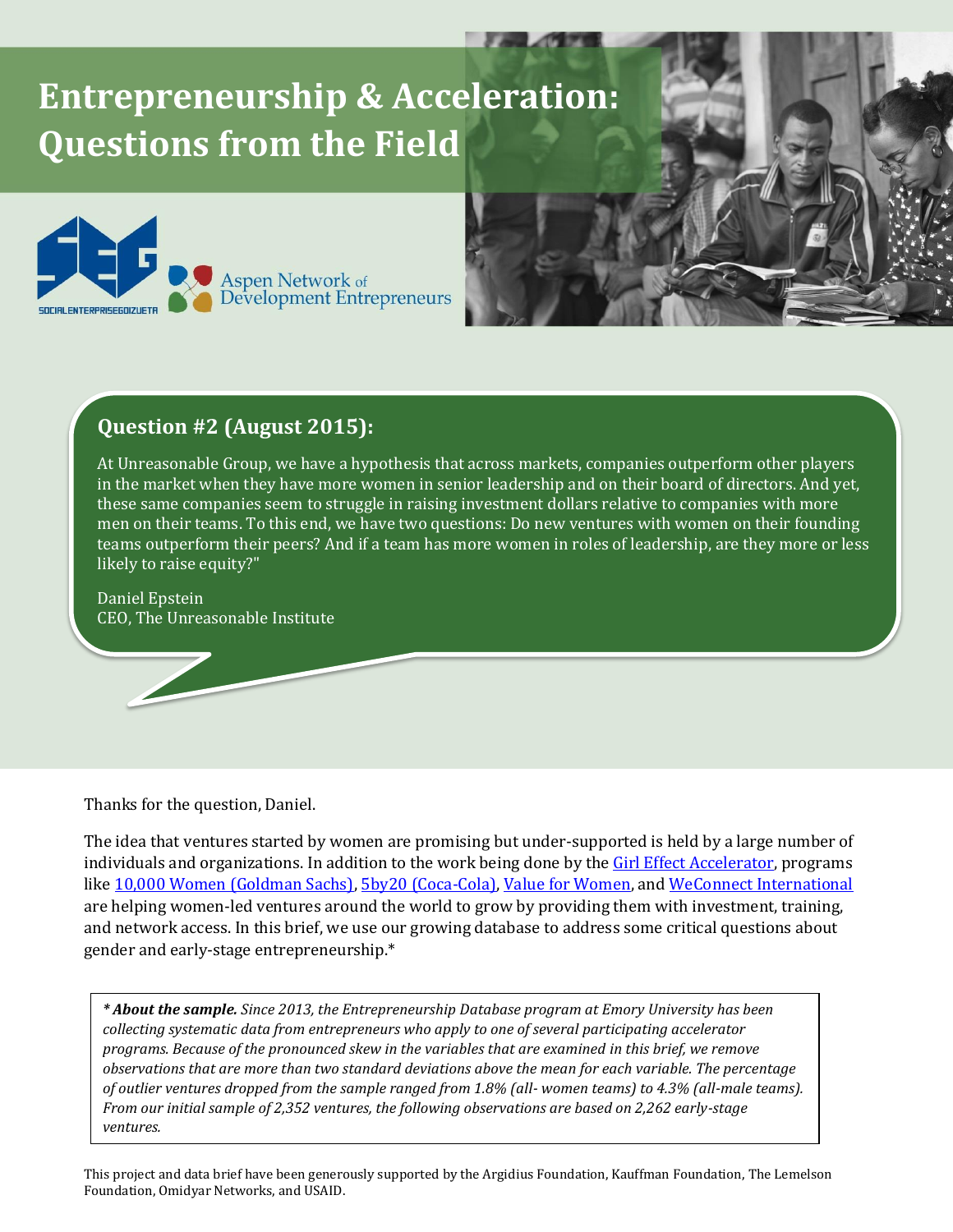# Entrepreneurship & Acceleration: Questions from the Field

SOCIALENTERPRISEGOIZUETA

Aspen Network of Development Entrepreneurs

## Question #2 (August 2015):

At Unreasonable Group, we have a hypothesis that across markets, companies outperform other players in the market when they have more women in senior leadership and on their board of directors. And yet, these same companies seem to struggle in raising investment dollars relative to companies with more men on their teams. To this end, we have two questions: Do new ventures with women on their founding teams outperform their peers? And if a team has more women in roles of leadership, are they more or less likely to raise equity?"

Daniel Epstein
CEO, The Unreasonable Institute

Thanks for the question, Daniel.

The idea that ventures started by women are promising but under-supported is held by a large number of individuals and organizations. In addition to the work being done by the Girl Effect Accelerator, programs like 10,000 Women (Goldman Sachs), 5by20 (Coca-Cola), Value for Women, and WeConnect International are helping women-led ventures around the world to grow by providing them with investment, training, and network access. In this brief, we use our growing database to address some critical questions about gender and early-stage entrepreneurship.*

> ****About the sample.*** *Since 2013, the Entrepreneurship Database program at Emory University has been collecting systematic data from entrepreneurs who apply to one of several participating accelerator programs. Because of the pronounced skew in the variables that are examined in this brief, we remove observations that are more than two standard deviations above the mean for each variable. The percentage of outlier ventures dropped from the sample ranged from 1.8% (all- women teams) to 4.3% (all-male teams). From our initial sample of 2,352 ventures, the following observations are based on 2,262 early-stage ventures.*

This project and data brief have been generously supported by the Argidius Foundation, Kauffman Foundation, The Lemelson Foundation, Omidyar Networks, and USAID.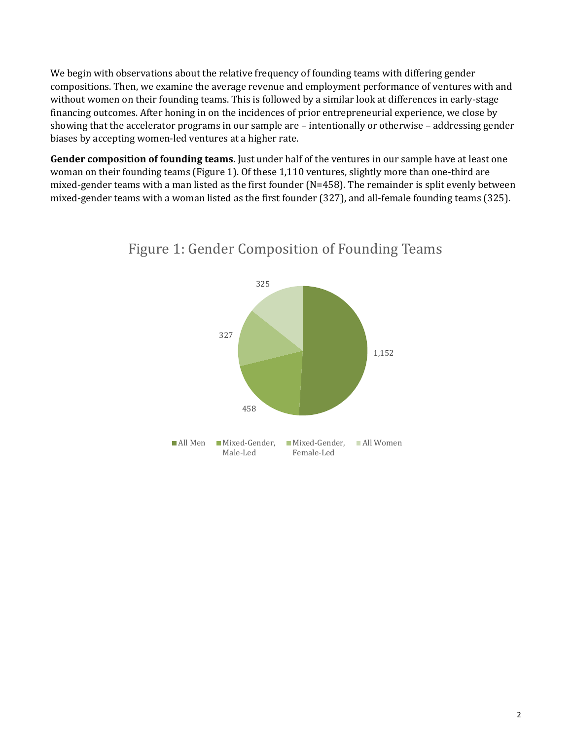We begin with observations about the relative frequency of founding teams with differing gender compositions. Then, we examine the average revenue and employment performance of ventures with and without women on their founding teams. This is followed by a similar look at differences in early-stage financing outcomes. After honing in on the incidences of prior entrepreneurial experience, we close by showing that the accelerator programs in our sample are – intentionally or otherwise – addressing gender biases by accepting women-led ventures at a higher rate.

**Gender composition of founding teams.** Just under half of the ventures in our sample have at least one woman on their founding teams (Figure 1). Of these 1,110 ventures, slightly more than one-third are mixed-gender teams with a man listed as the first founder (N=458). The remainder is split evenly between mixed-gender teams with a woman listed as the first founder (327), and all-female founding teams (325).

Figure 1: Gender Composition of Founding Teams

| Category | Count |
|---|---|
| All Men | 1,152 |
| Mixed-Gender, Male-Led | 458 |
| Mixed-Gender, Female-Led | 327 |
| All Women | 325 |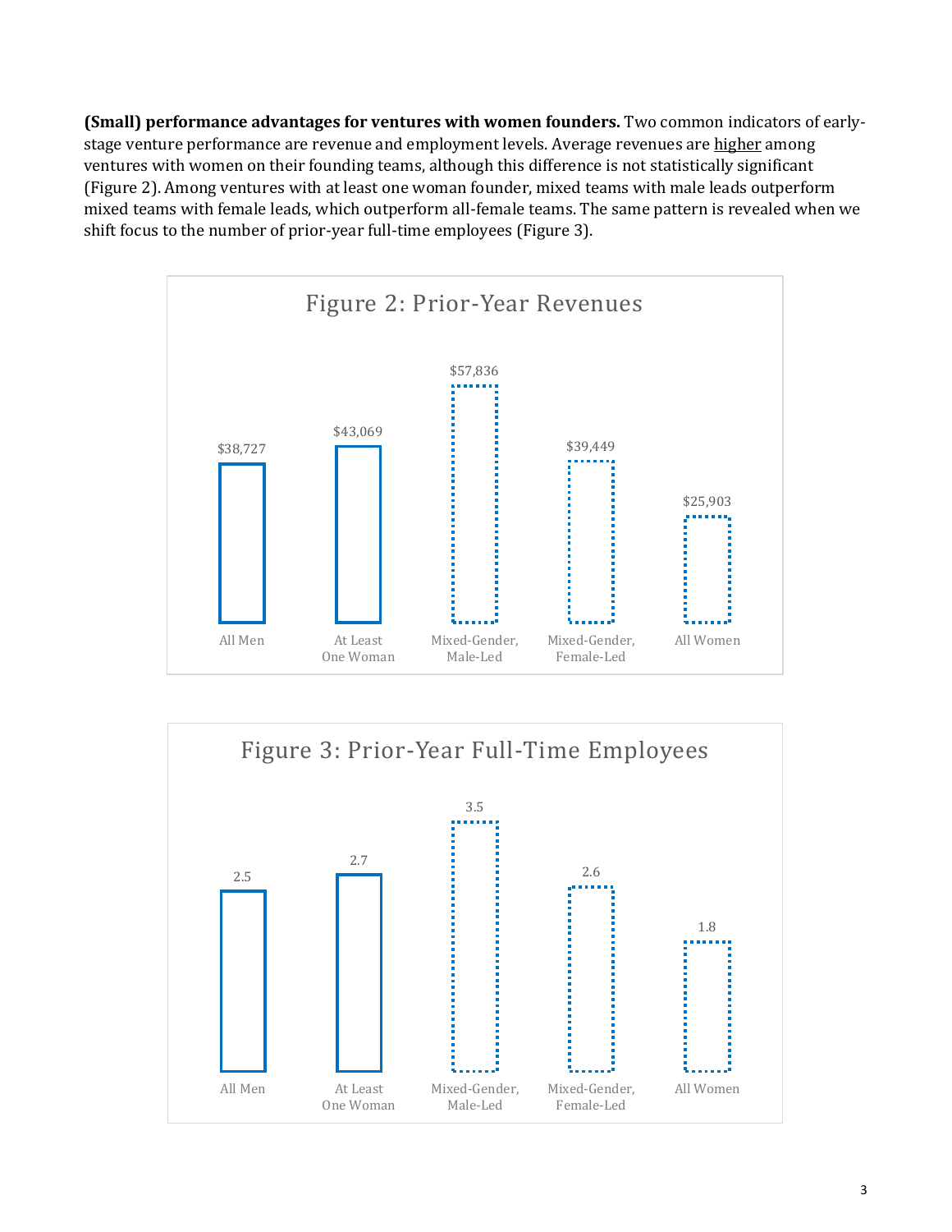**(Small) performance advantages for ventures with women founders.** Two common indicators of early-stage venture performance are revenue and employment levels. Average revenues are higher among ventures with women on their founding teams, although this difference is not statistically significant (Figure 2). Among ventures with at least one woman founder, mixed teams with male leads outperform mixed teams with female leads, which outperform all-female teams. The same pattern is revealed when we shift focus to the number of prior-year full-time employees (Figure 3).

**Figure 2: Prior-Year Revenues**

| All Men | At Least One Woman | Mixed-Gender, Male-Led | Mixed-Gender, Female-Led | All Women |
| --- | --- | --- | --- | --- |
| $38,727 | $43,069 | $57,836 | $39,449 | $25,903 |

**Figure 3: Prior-Year Full-Time Employees**

| All Men | At Least One Woman | Mixed-Gender, Male-Led | Mixed-Gender, Female-Led | All Women |
| --- | --- | --- | --- | --- |
| 2.5 | 2.7 | 3.5 | 2.6 | 1.8 |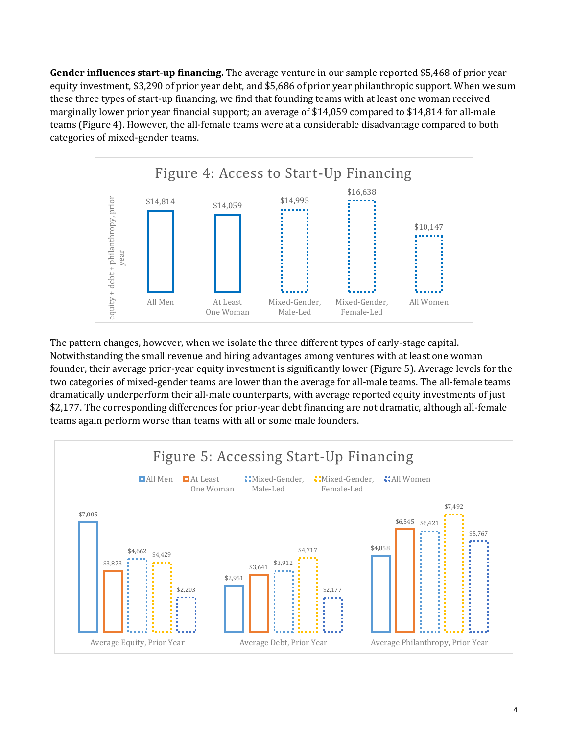**Gender influences start-up financing.** The average venture in our sample reported $5,468 of prior year equity investment, $3,290 of prior year debt, and $5,686 of prior year philanthropic support. When we sum these three types of start-up financing, we find that founding teams with at least one woman received marginally lower prior year financial support; an average of $14,059 compared to $14,814 for all-male teams (Figure 4). However, the all-female teams were at a considerable disadvantage compared to both categories of mixed-gender teams.

Figure 4: Access to Start-Up Financing

| | All Men | At Least One Woman | Mixed-Gender, Male-Led | Mixed-Gender, Female-Led | All Women |
|---|---|---|---|---|---|
| equity + debt + philanthropy, prior year | $14,814 | $14,059 | $14,995 | $16,638 | $10,147 |

The pattern changes, however, when we isolate the three different types of early-stage capital. Notwithstanding the small revenue and hiring advantages among ventures with at least one woman founder, their average prior-year equity investment is significantly lower (Figure 5). Average levels for the two categories of mixed-gender teams are lower than the average for all-male teams. The all-female teams dramatically underperform their all-male counterparts, with average reported equity investments of just $2,177. The corresponding differences for prior-year debt financing are not dramatic, although all-female teams again perform worse than teams with all or some male founders.

Figure 5: Accessing Start-Up Financing

| | All Men | At Least One Woman | Mixed-Gender, Male-Led | Mixed-Gender, Female-Led | All Women |
|---|---|---|---|---|---|
| Average Equity, Prior Year | $7,005 | $3,873 | $4,662 | $4,429 | $2,203 |
| Average Debt, Prior Year | $2,951 | $3,641 | $3,912 | $4,717 | $2,177 |
| Average Philanthropy, Prior Year | $4,858 | $6,545 | $6,421 | $7,492 | $5,767 |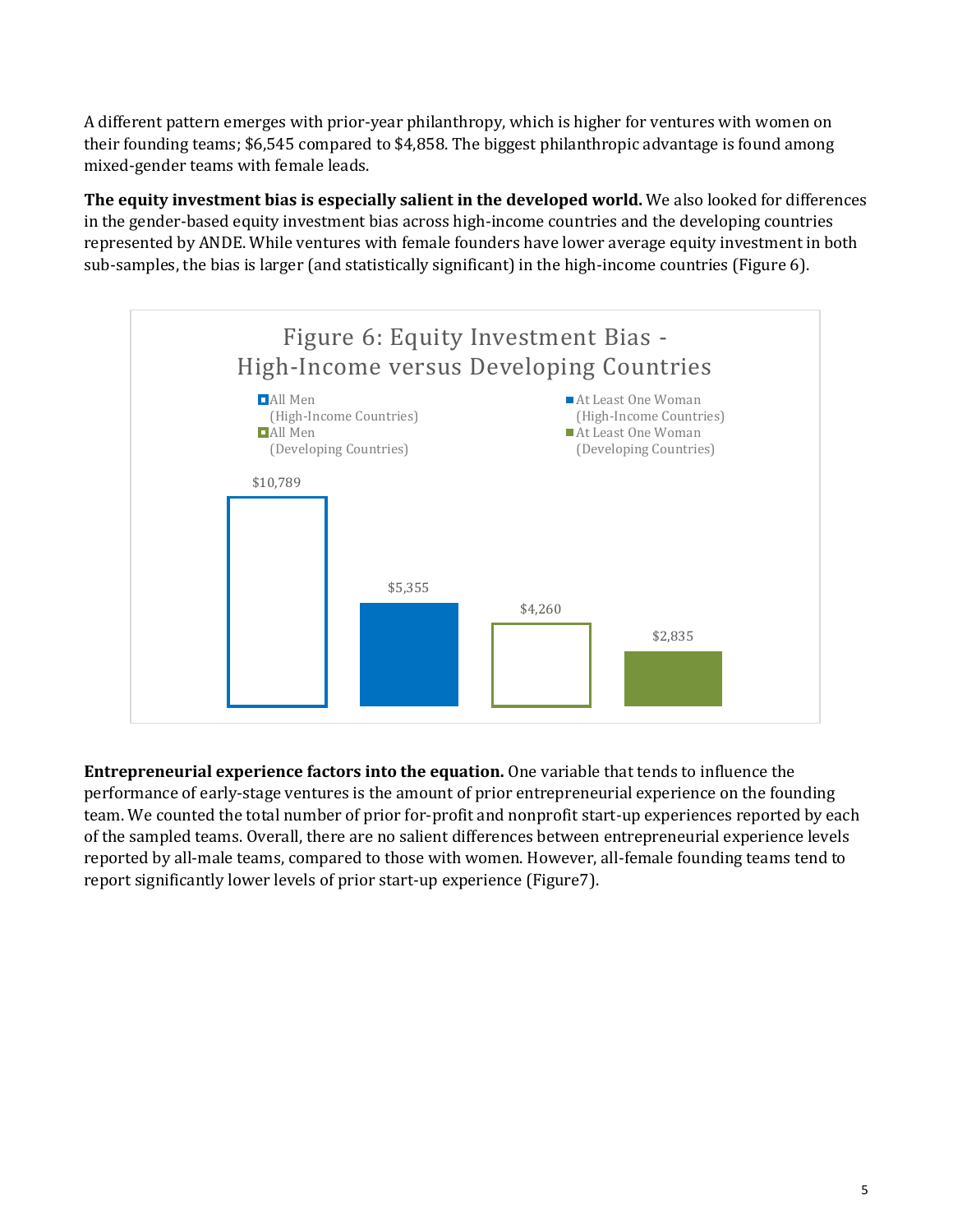A different pattern emerges with prior-year philanthropy, which is higher for ventures with women on their founding teams; $6,545 compared to $4,858. The biggest philanthropic advantage is found among mixed-gender teams with female leads.

**The equity investment bias is especially salient in the developed world.** We also looked for differences in the gender-based equity investment bias across high-income countries and the developing countries represented by ANDE. While ventures with female founders have lower average equity investment in both sub-samples, the bias is larger (and statistically significant) in the high-income countries (Figure 6).

Figure 6: Equity Investment Bias - High-Income versus Developing Countries

| | Value |
|---|---|
| All Men (High-Income Countries) | $10,789 |
| At Least One Woman (High-Income Countries) | $5,355 |
| All Men (Developing Countries) | $4,260 |
| At Least One Woman (Developing Countries) | $2,835 |

**Entrepreneurial experience factors into the equation.** One variable that tends to influence the performance of early-stage ventures is the amount of prior entrepreneurial experience on the founding team. We counted the total number of prior for-profit and nonprofit start-up experiences reported by each of the sampled teams. Overall, there are no salient differences between entrepreneurial experience levels reported by all-male teams, compared to those with women. However, all-female founding teams tend to report significantly lower levels of prior start-up experience (Figure7).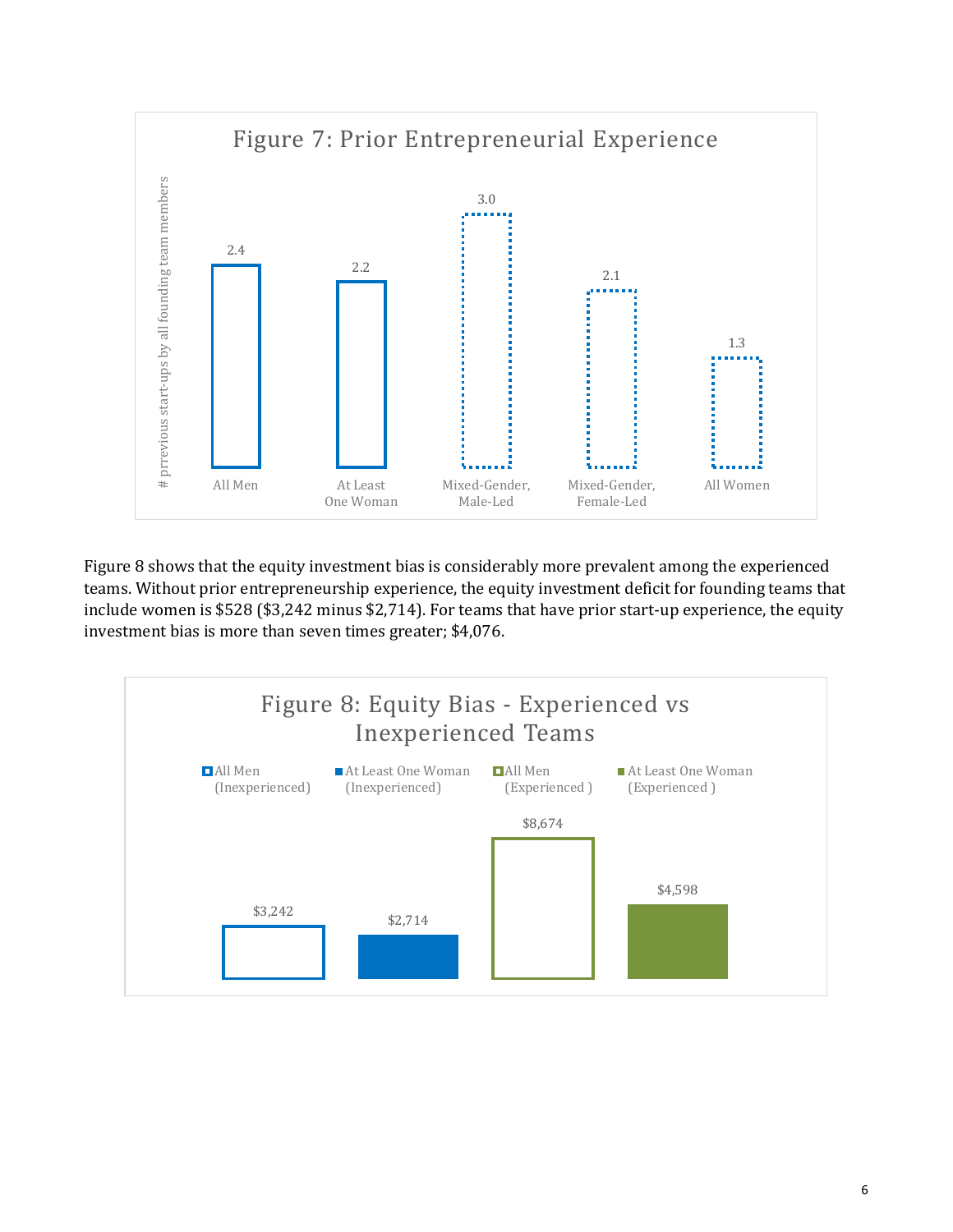**Figure 7: Prior Entrepreneurial Experience**

| | All Men | At Least One Woman | Mixed-Gender, Male-Led | Mixed-Gender, Female-Led | All Women |
|---|---|---|---|---|---|
| # prrevious start-ups by all founding team members | 2.4 | 2.2 | 3.0 | 2.1 | 1.3 |

Figure 8 shows that the equity investment bias is considerably more prevalent among the experienced teams. Without prior entrepreneurship experience, the equity investment deficit for founding teams that include women is $528 ($3,242 minus $2,714). For teams that have prior start-up experience, the equity investment bias is more than seven times greater; $4,076.

**Figure 8: Equity Bias - Experienced vs Inexperienced Teams**

| All Men (Inexperienced) | At Least One Woman (Inexperienced) | All Men (Experienced ) | At Least One Woman (Experienced ) |
|---|---|---|---|
| $3,242 | $2,714 | $8,674 | $4,598 |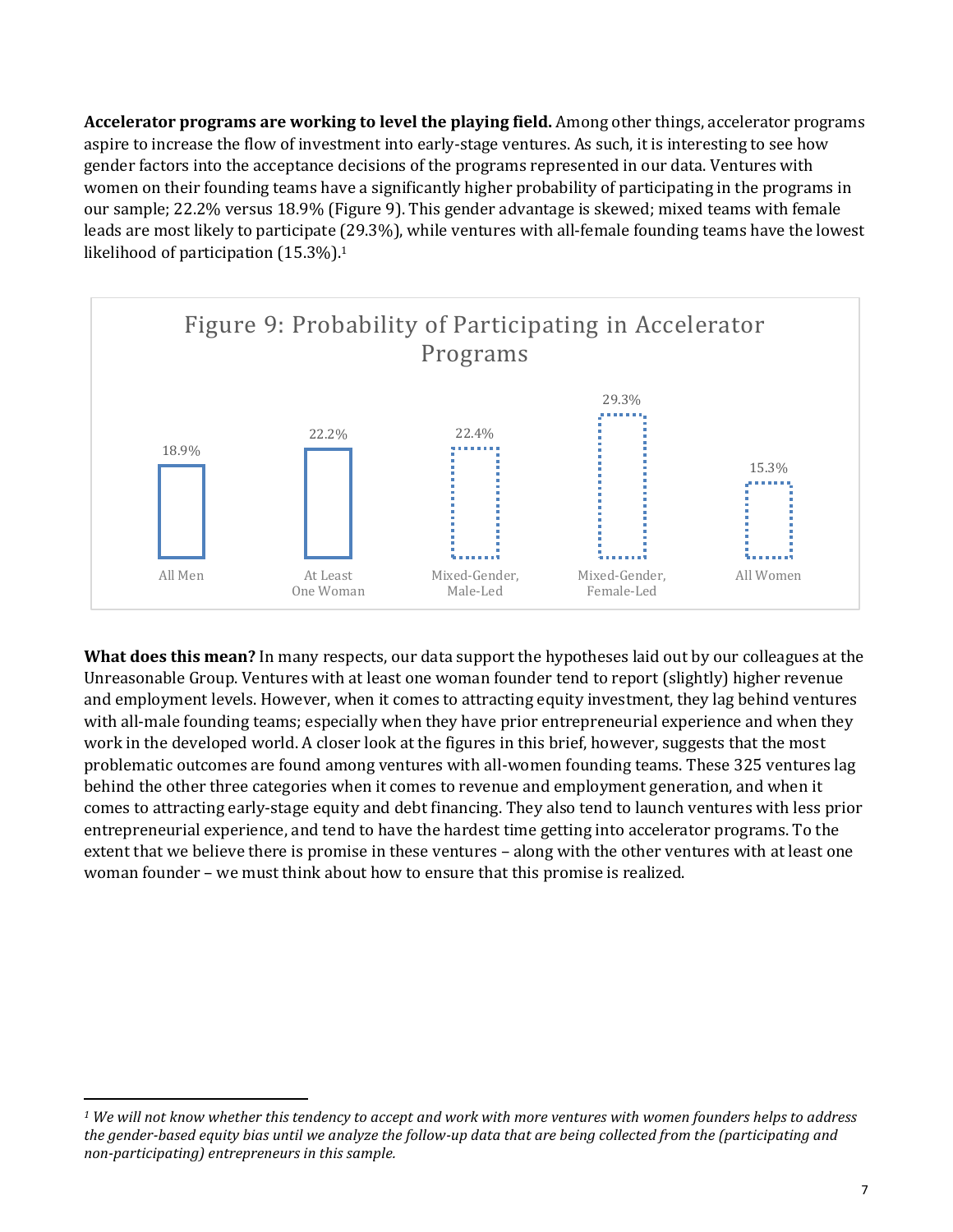**Accelerator programs are working to level the playing field.** Among other things, accelerator programs aspire to increase the flow of investment into early-stage ventures. As such, it is interesting to see how gender factors into the acceptance decisions of the programs represented in our data. Ventures with women on their founding teams have a significantly higher probability of participating in the programs in our sample; 22.2% versus 18.9% (Figure 9). This gender advantage is skewed; mixed teams with female leads are most likely to participate (29.3%), while ventures with all-female founding teams have the lowest likelihood of participation (15.3%).[1]

Figure 9: Probability of Participating in Accelerator Programs

18.9%
22.2%
22.4%
29.3%
15.3%

All Men
At Least One Woman
Mixed-Gender, Male-Led
Mixed-Gender, Female-Led
All Women

**What does this mean?** In many respects, our data support the hypotheses laid out by our colleagues at the Unreasonable Group. Ventures with at least one woman founder tend to report (slightly) higher revenue and employment levels. However, when it comes to attracting equity investment, they lag behind ventures with all-male founding teams; especially when they have prior entrepreneurial experience and when they work in the developed world. A closer look at the figures in this brief, however, suggests that the most problematic outcomes are found among ventures with all-women founding teams. These 325 ventures lag behind the other three categories when it comes to revenue and employment generation, and when it comes to attracting early-stage equity and debt financing. They also tend to launch ventures with less prior entrepreneurial experience, and tend to have the hardest time getting into accelerator programs. To the extent that we believe there is promise in these ventures – along with the other ventures with at least one woman founder – we must think about how to ensure that this promise is realized.

---

[1] *We will not know whether this tendency to accept and work with more ventures with women founders helps to address the gender-based equity bias until we analyze the follow-up data that are being collected from the (participating and non-participating) entrepreneurs in this sample.*